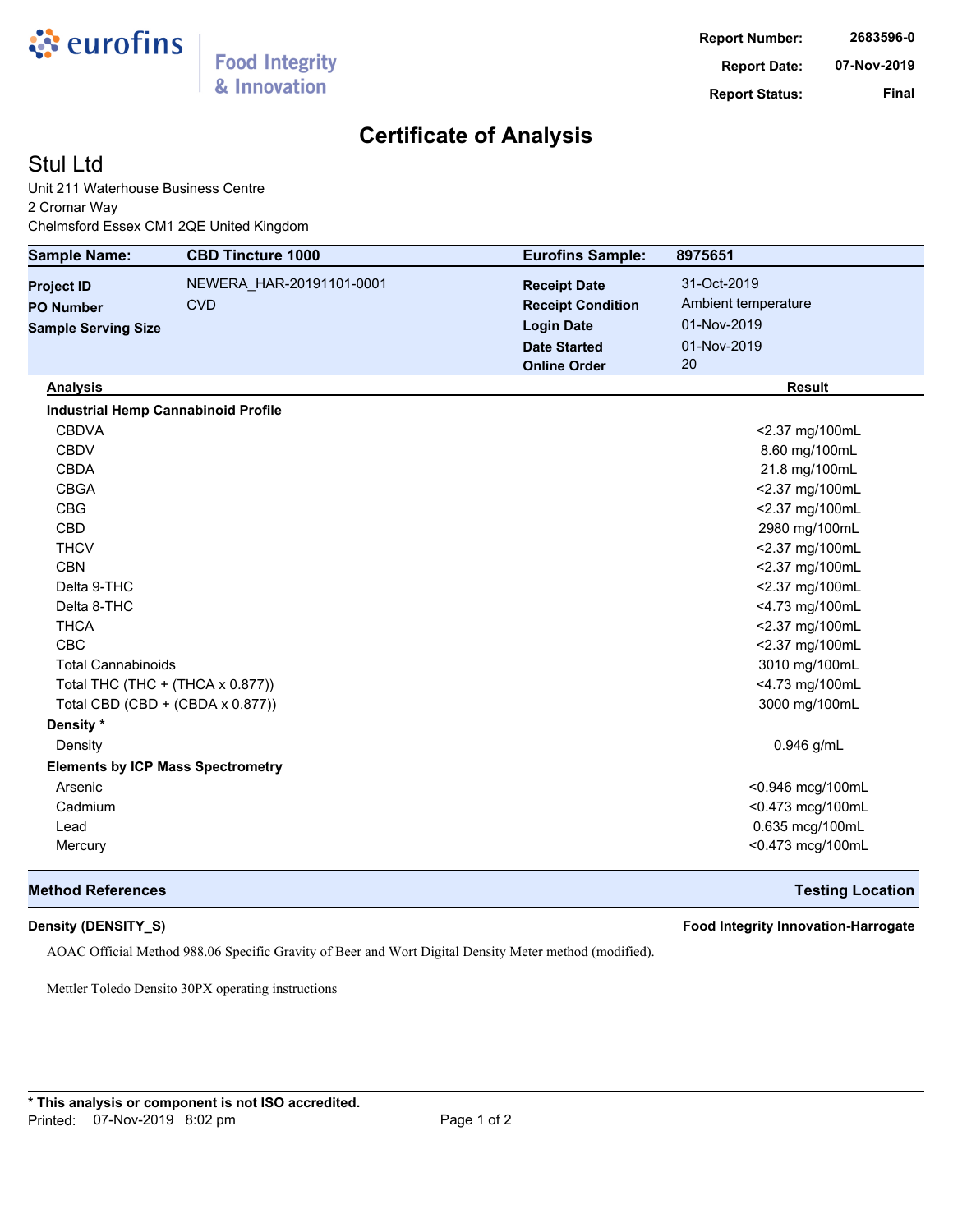eurofins | Food Integrity & Innovation

| | |
|---|---|
| **Report Number:** | **2683596-0** |
| **Report Date:** | **07-Nov-2019** |
| **Report Status:** | **Final** |

# Certificate of Analysis

## Stul Ltd

Unit 211 Waterhouse Business Centre
2 Cromar Way
Chelmsford Essex CM1 2QE United Kingdom

| **Sample Name:** | **CBD Tincture 1000** | **Eurofins Sample:** | **8975651** |
|---|---|---|---|
| **Project ID** | NEWERA_HAR-20191101-0001 | **Receipt Date** | 31-Oct-2019 |
| **PO Number** | CVD | **Receipt Condition** | Ambient temperature |
| **Sample Serving Size** | | **Login Date** | 01-Nov-2019 |
| | | **Date Started** | 01-Nov-2019 |
| | | **Online Order** | 20 |

| Analysis | Result |
|---|---|
| **Industrial Hemp Cannabinoid Profile** | |
| CBDVA | <2.37 mg/100mL |
| CBDV | 8.60 mg/100mL |
| CBDA | 21.8 mg/100mL |
| CBGA | <2.37 mg/100mL |
| CBG | <2.37 mg/100mL |
| CBD | 2980 mg/100mL |
| THCV | <2.37 mg/100mL |
| CBN | <2.37 mg/100mL |
| Delta 9-THC | <2.37 mg/100mL |
| Delta 8-THC | <4.73 mg/100mL |
| THCA | <2.37 mg/100mL |
| CBC | <2.37 mg/100mL |
| Total Cannabinoids | 3010 mg/100mL |
| Total THC (THC + (THCA x 0.877)) | <4.73 mg/100mL |
| Total CBD (CBD + (CBDA x 0.877)) | 3000 mg/100mL |
| **Density *** | |
| Density | 0.946 g/mL |
| **Elements by ICP Mass Spectrometry** | |
| Arsenic | <0.946 mcg/100mL |
| Cadmium | <0.473 mcg/100mL |
| Lead | 0.635 mcg/100mL |
| Mercury | <0.473 mcg/100mL |

| **Method References** | **Testing Location** |
|---|---|
| **Density (DENSITY_S)** | **Food Integrity Innovation-Harrogate** |

AOAC Official Method 988.06 Specific Gravity of Beer and Wort Digital Density Meter method (modified).

Mettler Toledo Densito 30PX operating instructions

**\* This analysis or component is not ISO accredited.**

Printed: 07-Nov-2019 8:02 pm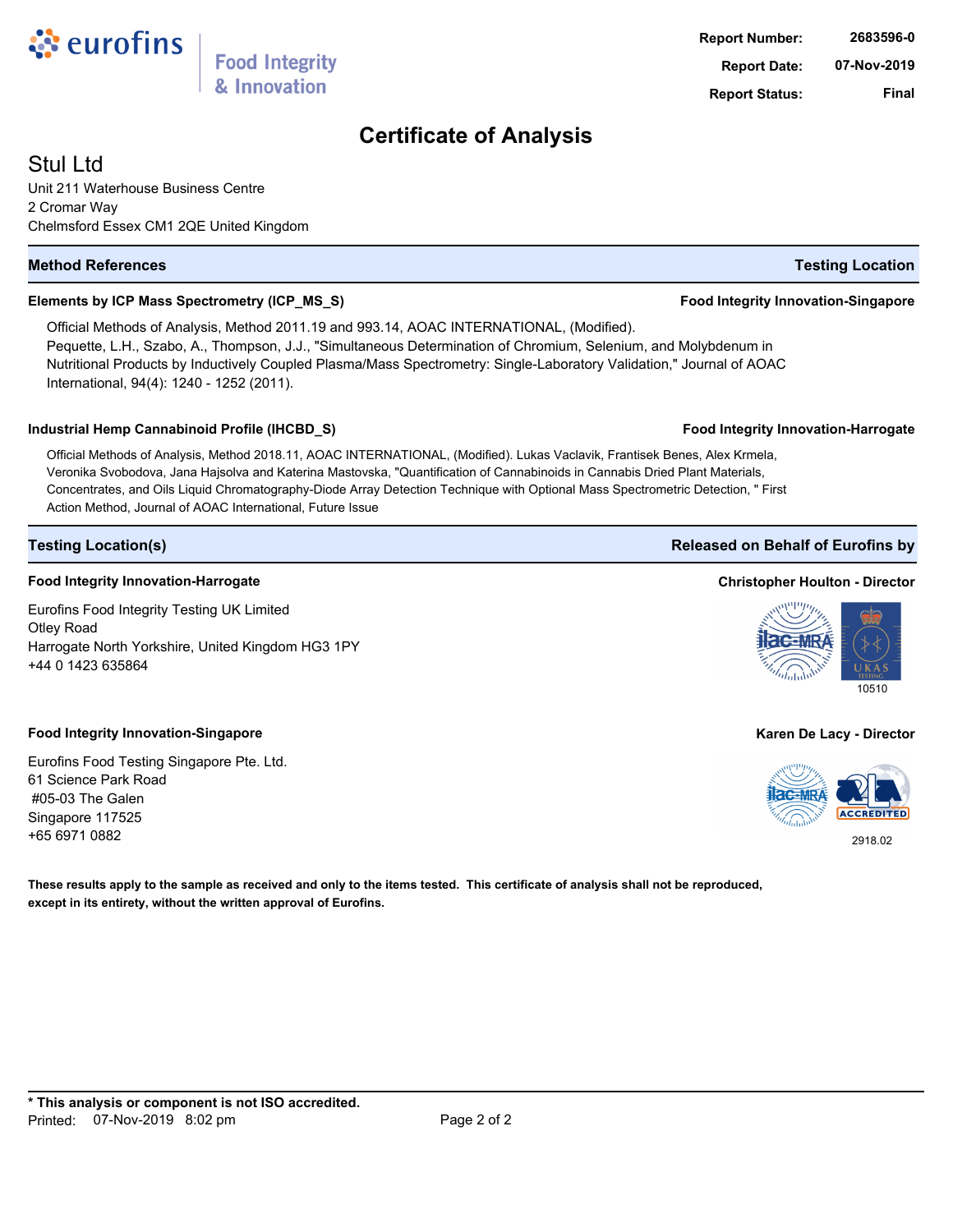eurofins | Food Integrity & Innovation

| | |
|---|---|
| **Report Number:** | **2683596-0** |
| **Report Date:** | **07-Nov-2019** |
| **Report Status:** | **Final** |

# Certificate of Analysis

## Stul Ltd

Unit 211 Waterhouse Business Centre
2 Cromar Way
Chelmsford Essex CM1 2QE United Kingdom

| **Method References** | **Testing Location** |
|---|---|

**Elements by ICP Mass Spectrometry (ICP_MS_S)** — **Food Integrity Innovation-Singapore**

Official Methods of Analysis, Method 2011.19 and 993.14, AOAC INTERNATIONAL, (Modified).
Pequette, L.H., Szabo, A., Thompson, J.J., "Simultaneous Determination of Chromium, Selenium, and Molybdenum in Nutritional Products by Inductively Coupled Plasma/Mass Spectrometry: Single-Laboratory Validation," Journal of AOAC International, 94(4): 1240 - 1252 (2011).

**Industrial Hemp Cannabinoid Profile (IHCBD_S)** — **Food Integrity Innovation-Harrogate**

Official Methods of Analysis, Method 2018.11, AOAC INTERNATIONAL, (Modified). Lukas Vaclavik, Frantisek Benes, Alex Krmela, Veronika Svobodova, Jana Hajsolva and Katerina Mastovska, "Quantification of Cannabinoids in Cannabis Dried Plant Materials, Concentrates, and Oils Liquid Chromatography-Diode Array Detection Technique with Optional Mass Spectrometric Detection, " First Action Method, Journal of AOAC International, Future Issue

| **Testing Location(s)** | **Released on Behalf of Eurofins by** |
|---|---|

**Food Integrity Innovation-Harrogate** — **Christopher Houlton - Director**

Eurofins Food Integrity Testing UK Limited
Otley Road
Harrogate North Yorkshire, United Kingdom HG3 1PY
+44 0 1423 635864

10510

**Food Integrity Innovation-Singapore** — **Karen De Lacy - Director**

Eurofins Food Testing Singapore Pte. Ltd.
61 Science Park Road
#05-03 The Galen
Singapore 117525
+65 6971 0882

2918.02

**These results apply to the sample as received and only to the items tested. This certificate of analysis shall not be reproduced, except in its entirety, without the written approval of Eurofins.**

**\* This analysis or component is not ISO accredited.**
Printed: 07-Nov-2019 8:02 pm